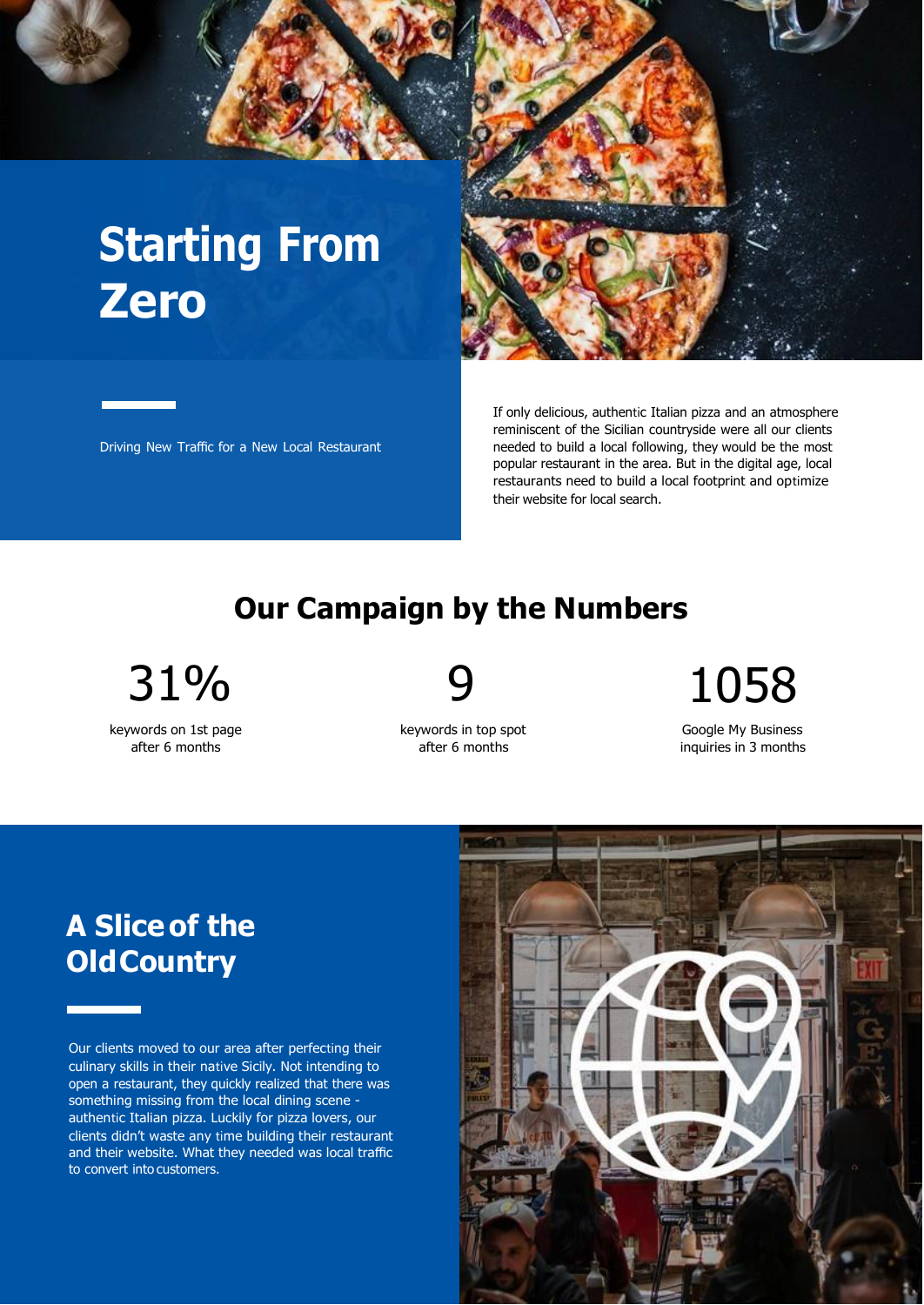# Starting From Zero

Driving New Traffic for a New Local Restaurant

If only delicious, authentic Italian pizza and an atmosphere reminiscent of the Sicilian countryside were all our clients needed to build a local following, they would be the most popular restaurant in the area. But in the digital age, local restaurants need to build a local footprint and optimize their website for local search.

## Our Campaign by the Numbers

**31%**
keywords on 1st page after 6 months

**9**
keywords in top spot after 6 months

**1058**
Google My Business inquiries in 3 months

## A Slice of the Old Country

Our clients moved to our area after perfecting their culinary skills in their native Sicily. Not intending to open a restaurant, they quickly realized that there was something missing from the local dining scene - authentic Italian pizza. Luckily for pizza lovers, our clients didn't waste any time building their restaurant and their website. What they needed was local traffic to convert into customers.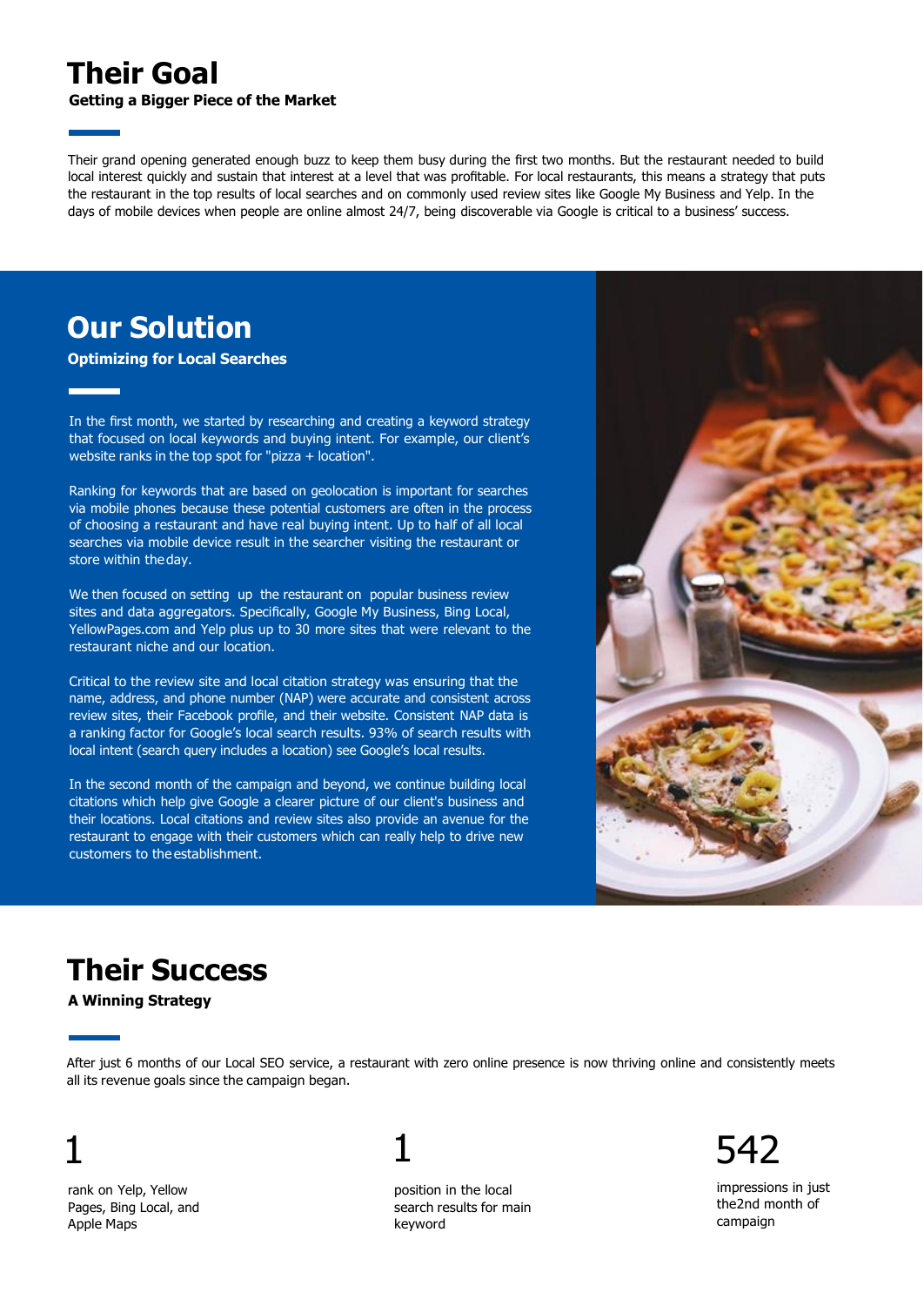# Their Goal

**Getting a Bigger Piece of the Market**

Their grand opening generated enough buzz to keep them busy during the first two months. But the restaurant needed to build local interest quickly and sustain that interest at a level that was profitable. For local restaurants, this means a strategy that puts the restaurant in the top results of local searches and on commonly used review sites like Google My Business and Yelp. In the days of mobile devices when people are online almost 24/7, being discoverable via Google is critical to a business' success.

# Our Solution

**Optimizing for Local Searches**

In the first month, we started by researching and creating a keyword strategy that focused on local keywords and buying intent. For example, our client's website ranks in the top spot for "pizza + location".

Ranking for keywords that are based on geolocation is important for searches via mobile phones because these potential customers are often in the process of choosing a restaurant and have real buying intent. Up to half of all local searches via mobile device result in the searcher visiting the restaurant or store within the day.

We then focused on setting up the restaurant on popular business review sites and data aggregators. Specifically, Google My Business, Bing Local, YellowPages.com and Yelp plus up to 30 more sites that were relevant to the restaurant niche and our location.

Critical to the review site and local citation strategy was ensuring that the name, address, and phone number (NAP) were accurate and consistent across review sites, their Facebook profile, and their website. Consistent NAP data is a ranking factor for Google's local search results. 93% of search results with local intent (search query includes a location) see Google's local results.

In the second month of the campaign and beyond, we continue building local citations which help give Google a clearer picture of our client's business and their locations. Local citations and review sites also provide an avenue for the restaurant to engage with their customers which can really help to drive new customers to the establishment.

# Their Success

**A Winning Strategy**

After just 6 months of our Local SEO service, a restaurant with zero online presence is now thriving online and consistently meets all its revenue goals since the campaign began.

1

rank on Yelp, Yellow Pages, Bing Local, and Apple Maps

1

position in the local search results for main keyword

542

impressions in just the2nd month of campaign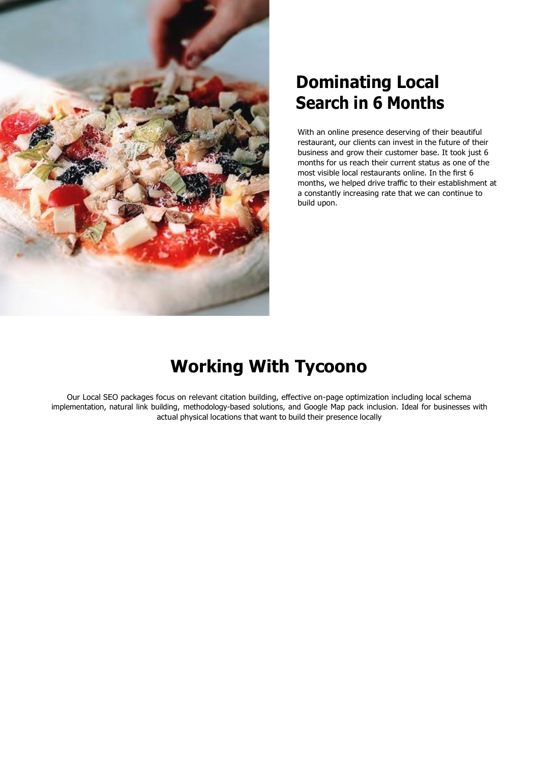## Dominating Local Search in 6 Months

With an online presence deserving of their beautiful restaurant, our clients can invest in the future of their business and grow their customer base. It took just 6 months for us reach their current status as one of the most visible local restaurants online. In the first 6 months, we helped drive traffic to their establishment at a constantly increasing rate that we can continue to build upon.

## Working With Tycoono

Our Local SEO packages focus on relevant citation building, effective on-page optimization including local schema implementation, natural link building, methodology-based solutions, and Google Map pack inclusion. Ideal for businesses with actual physical locations that want to build their presence locally